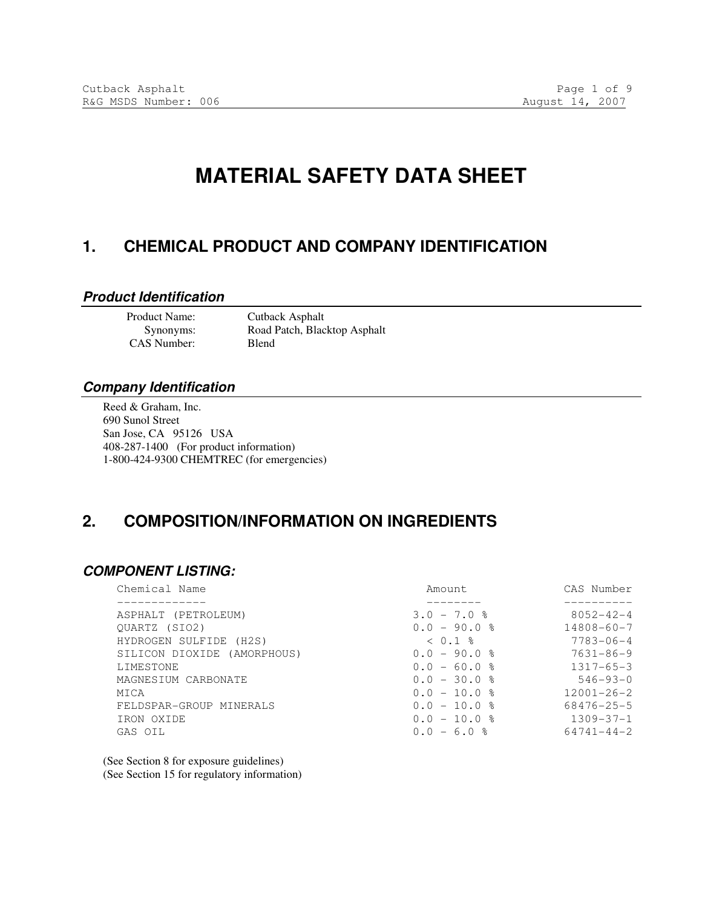# MATERIAL SAFETY DATA SHEET

## 1. CHEMICAL PRODUCT AND COMPANY IDENTIFICATION

### *Product Identification*

| | |
|---|---|
| Product Name: | Cutback Asphalt |
| Synonyms: | Road Patch, Blacktop Asphalt |
| CAS Number: | Blend |

### *Company Identification*

Reed & Graham, Inc.
690 Sunol Street
San Jose, CA 95126 USA
408-287-1400 (For product information)
1-800-424-9300 CHEMTREC (for emergencies)

## 2. COMPOSITION/INFORMATION ON INGREDIENTS

### *COMPONENT LISTING:*

| Chemical Name | Amount | CAS Number |
|---|---|---|
| ASPHALT (PETROLEUM) | 3.0 - 7.0 % | 8052-42-4 |
| QUARTZ (SIO2) | 0.0 - 90.0 % | 14808-60-7 |
| HYDROGEN SULFIDE (H2S) | < 0.1 % | 7783-06-4 |
| SILICON DIOXIDE (AMORPHOUS) | 0.0 - 90.0 % | 7631-86-9 |
| LIMESTONE | 0.0 - 60.0 % | 1317-65-3 |
| MAGNESIUM CARBONATE | 0.0 - 30.0 % | 546-93-0 |
| MICA | 0.0 - 10.0 % | 12001-26-2 |
| FELDSPAR-GROUP MINERALS | 0.0 - 10.0 % | 68476-25-5 |
| IRON OXIDE | 0.0 - 10.0 % | 1309-37-1 |
| GAS OIL | 0.0 - 6.0 % | 64741-44-2 |

(See Section 8 for exposure guidelines)
(See Section 15 for regulatory information)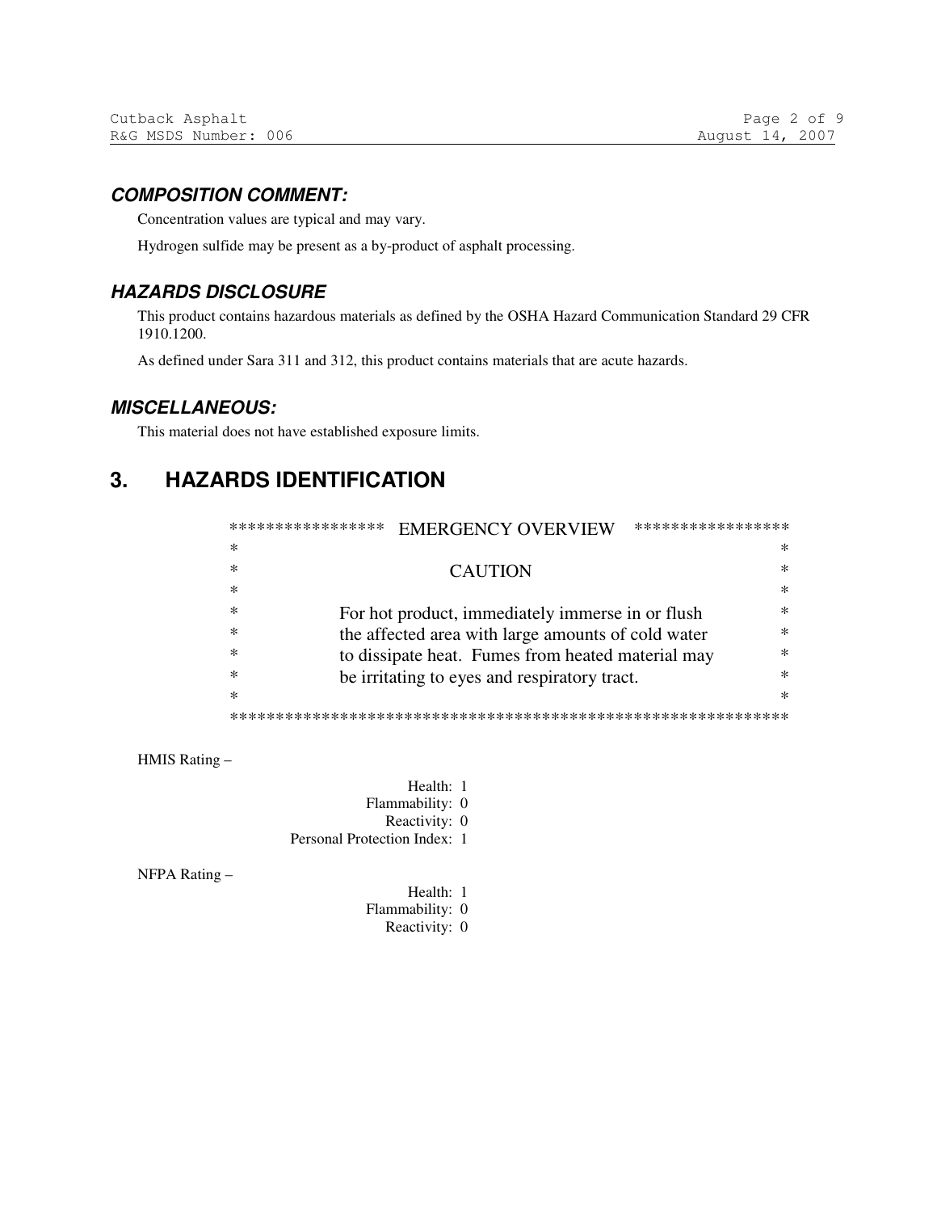### *COMPOSITION COMMENT:*

Concentration values are typical and may vary.

Hydrogen sulfide may be present as a by-product of asphalt processing.

### *HAZARDS DISCLOSURE*

This product contains hazardous materials as defined by the OSHA Hazard Communication Standard 29 CFR 1910.1200.

As defined under Sara 311 and 312, this product contains materials that are acute hazards.

### *MISCELLANEOUS:*

This material does not have established exposure limits.

## 3. HAZARDS IDENTIFICATION

```
*****************  EMERGENCY OVERVIEW  *****************
*                                                      *
*                       CAUTION                        *
*                                                      *
*   For hot product, immediately immerse in or flush   *
*   the affected area with large amounts of cold water *
*   to dissipate heat.  Fumes from heated material may *
*   be irritating to eyes and respiratory tract.       *
*                                                      *
********************************************************
```

HMIS Rating –

Health: 1
Flammability: 0
Reactivity: 0
Personal Protection Index: 1

NFPA Rating –

Health: 1
Flammability: 0
Reactivity: 0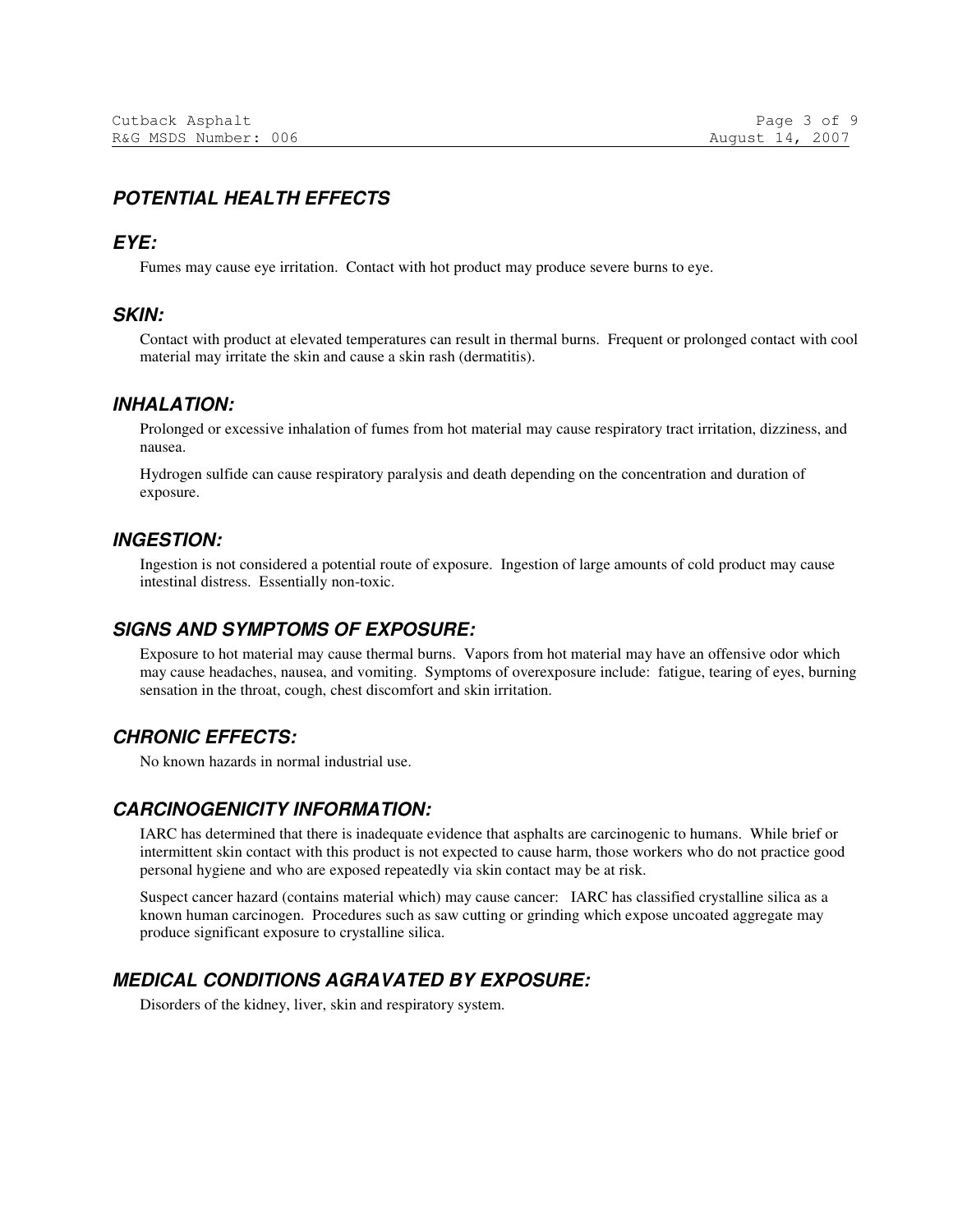## POTENTIAL HEALTH EFFECTS

### EYE:

Fumes may cause eye irritation. Contact with hot product may produce severe burns to eye.

### SKIN:

Contact with product at elevated temperatures can result in thermal burns. Frequent or prolonged contact with cool material may irritate the skin and cause a skin rash (dermatitis).

### INHALATION:

Prolonged or excessive inhalation of fumes from hot material may cause respiratory tract irritation, dizziness, and nausea.

Hydrogen sulfide can cause respiratory paralysis and death depending on the concentration and duration of exposure.

### INGESTION:

Ingestion is not considered a potential route of exposure. Ingestion of large amounts of cold product may cause intestinal distress. Essentially non-toxic.

### SIGNS AND SYMPTOMS OF EXPOSURE:

Exposure to hot material may cause thermal burns. Vapors from hot material may have an offensive odor which may cause headaches, nausea, and vomiting. Symptoms of overexposure include: fatigue, tearing of eyes, burning sensation in the throat, cough, chest discomfort and skin irritation.

### CHRONIC EFFECTS:

No known hazards in normal industrial use.

### CARCINOGENICITY INFORMATION:

IARC has determined that there is inadequate evidence that asphalts are carcinogenic to humans. While brief or intermittent skin contact with this product is not expected to cause harm, those workers who do not practice good personal hygiene and who are exposed repeatedly via skin contact may be at risk.

Suspect cancer hazard (contains material which) may cause cancer: IARC has classified crystalline silica as a known human carcinogen. Procedures such as saw cutting or grinding which expose uncoated aggregate may produce significant exposure to crystalline silica.

### MEDICAL CONDITIONS AGRAVATED BY EXPOSURE:

Disorders of the kidney, liver, skin and respiratory system.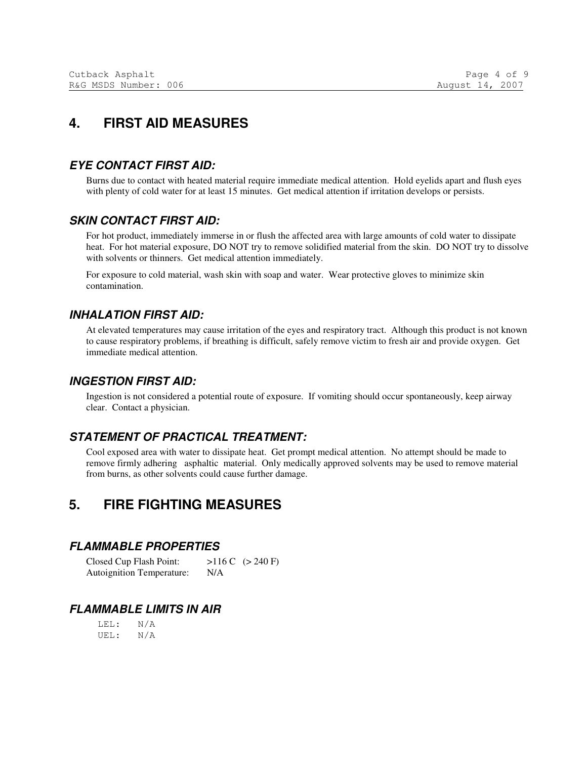# 4. FIRST AID MEASURES

### *EYE CONTACT FIRST AID:*

Burns due to contact with heated material require immediate medical attention. Hold eyelids apart and flush eyes with plenty of cold water for at least 15 minutes. Get medical attention if irritation develops or persists.

### *SKIN CONTACT FIRST AID:*

For hot product, immediately immerse in or flush the affected area with large amounts of cold water to dissipate heat. For hot material exposure, DO NOT try to remove solidified material from the skin. DO NOT try to dissolve with solvents or thinners. Get medical attention immediately.

For exposure to cold material, wash skin with soap and water. Wear protective gloves to minimize skin contamination.

### *INHALATION FIRST AID:*

At elevated temperatures may cause irritation of the eyes and respiratory tract. Although this product is not known to cause respiratory problems, if breathing is difficult, safely remove victim to fresh air and provide oxygen. Get immediate medical attention.

### *INGESTION FIRST AID:*

Ingestion is not considered a potential route of exposure. If vomiting should occur spontaneously, keep airway clear. Contact a physician.

### *STATEMENT OF PRACTICAL TREATMENT:*

Cool exposed area with water to dissipate heat. Get prompt medical attention. No attempt should be made to remove firmly adhering asphaltic material. Only medically approved solvents may be used to remove material from burns, as other solvents could cause further damage.

# 5. FIRE FIGHTING MEASURES

### *FLAMMABLE PROPERTIES*

Closed Cup Flash Point: >116 C (> 240 F)
Autoignition Temperature: N/A

### *FLAMMABLE LIMITS IN AIR*

LEL: N/A
UEL: N/A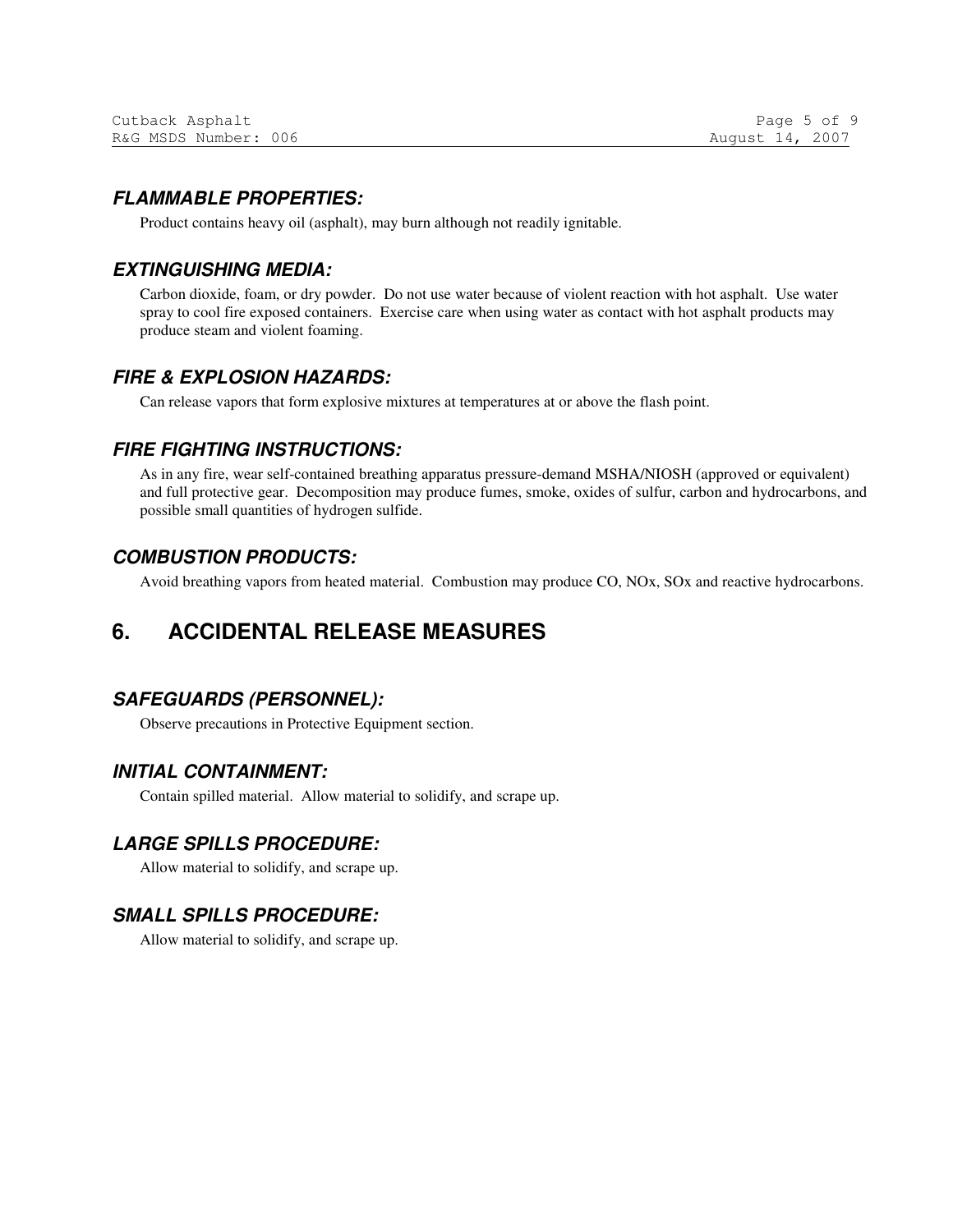### *FLAMMABLE PROPERTIES:*

Product contains heavy oil (asphalt), may burn although not readily ignitable.

### *EXTINGUISHING MEDIA:*

Carbon dioxide, foam, or dry powder. Do not use water because of violent reaction with hot asphalt. Use water spray to cool fire exposed containers. Exercise care when using water as contact with hot asphalt products may produce steam and violent foaming.

### *FIRE & EXPLOSION HAZARDS:*

Can release vapors that form explosive mixtures at temperatures at or above the flash point.

### *FIRE FIGHTING INSTRUCTIONS:*

As in any fire, wear self-contained breathing apparatus pressure-demand MSHA/NIOSH (approved or equivalent) and full protective gear. Decomposition may produce fumes, smoke, oxides of sulfur, carbon and hydrocarbons, and possible small quantities of hydrogen sulfide.

### *COMBUSTION PRODUCTS:*

Avoid breathing vapors from heated material. Combustion may produce CO, $NO_x$, $SO_x$ and reactive hydrocarbons.

## 6. ACCIDENTAL RELEASE MEASURES

### *SAFEGUARDS (PERSONNEL):*

Observe precautions in Protective Equipment section.

### *INITIAL CONTAINMENT:*

Contain spilled material. Allow material to solidify, and scrape up.

### *LARGE SPILLS PROCEDURE:*

Allow material to solidify, and scrape up.

### *SMALL SPILLS PROCEDURE:*

Allow material to solidify, and scrape up.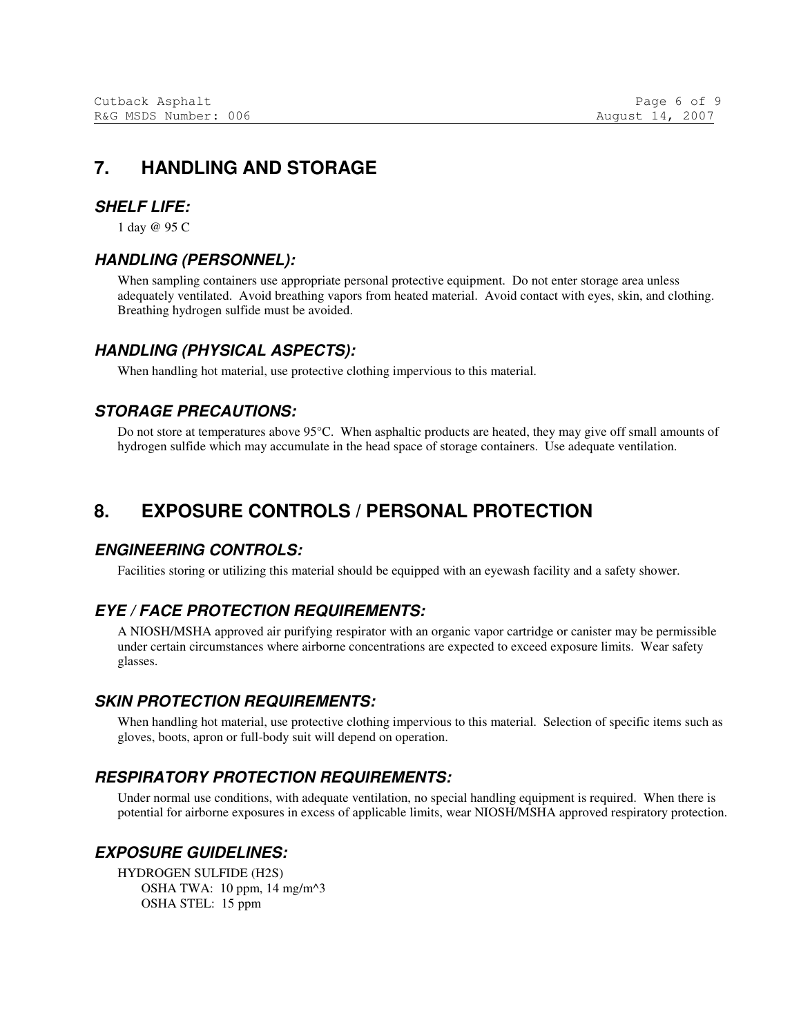# 7. HANDLING AND STORAGE

### *SHELF LIFE:*

1 day @ 95 C

### *HANDLING (PERSONNEL):*

When sampling containers use appropriate personal protective equipment. Do not enter storage area unless adequately ventilated. Avoid breathing vapors from heated material. Avoid contact with eyes, skin, and clothing. Breathing hydrogen sulfide must be avoided.

### *HANDLING (PHYSICAL ASPECTS):*

When handling hot material, use protective clothing impervious to this material.

### *STORAGE PRECAUTIONS:*

Do not store at temperatures above 95°C. When asphaltic products are heated, they may give off small amounts of hydrogen sulfide which may accumulate in the head space of storage containers. Use adequate ventilation.

# 8. EXPOSURE CONTROLS / PERSONAL PROTECTION

### *ENGINEERING CONTROLS:*

Facilities storing or utilizing this material should be equipped with an eyewash facility and a safety shower.

### *EYE / FACE PROTECTION REQUIREMENTS:*

A NIOSH/MSHA approved air purifying respirator with an organic vapor cartridge or canister may be permissible under certain circumstances where airborne concentrations are expected to exceed exposure limits. Wear safety glasses.

### *SKIN PROTECTION REQUIREMENTS:*

When handling hot material, use protective clothing impervious to this material. Selection of specific items such as gloves, boots, apron or full-body suit will depend on operation.

### *RESPIRATORY PROTECTION REQUIREMENTS:*

Under normal use conditions, with adequate ventilation, no special handling equipment is required. When there is potential for airborne exposures in excess of applicable limits, wear NIOSH/MSHA approved respiratory protection.

### *EXPOSURE GUIDELINES:*

HYDROGEN SULFIDE ($H_2S$)
- OSHA TWA: 10 ppm, 14 mg/m^3
- OSHA STEL: 15 ppm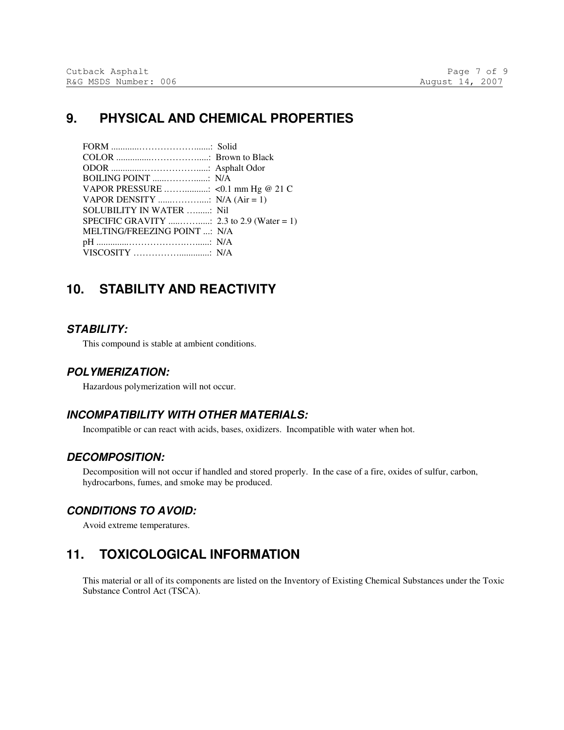## 9. PHYSICAL AND CHEMICAL PROPERTIES

FORM ............……………………......: Solid
COLOR ...............………………......: Brown to Black
ODOR ............…………………......: Asphalt Odor
BOILING POINT ......………......: N/A
VAPOR PRESSURE ……..........: <0.1 mm Hg @ 21 C
VAPOR DENSITY ......………....: N/A (Air = 1)
SOLUBILITY IN WATER …......: Nil
SPECIFIC GRAVITY .....……......: 2.3 to 2.9 (Water = 1)
MELTING/FREEZING POINT ...: N/A
pH ..............…………………..…......: N/A
VISCOSITY ……………..............: N/A

## 10. STABILITY AND REACTIVITY

### *STABILITY:*

This compound is stable at ambient conditions.

### *POLYMERIZATION:*

Hazardous polymerization will not occur.

### *INCOMPATIBILITY WITH OTHER MATERIALS:*

Incompatible or can react with acids, bases, oxidizers. Incompatible with water when hot.

### *DECOMPOSITION:*

Decomposition will not occur if handled and stored properly. In the case of a fire, oxides of sulfur, carbon, hydrocarbons, fumes, and smoke may be produced.

### *CONDITIONS TO AVOID:*

Avoid extreme temperatures.

## 11. TOXICOLOGICAL INFORMATION

This material or all of its components are listed on the Inventory of Existing Chemical Substances under the Toxic Substance Control Act (TSCA).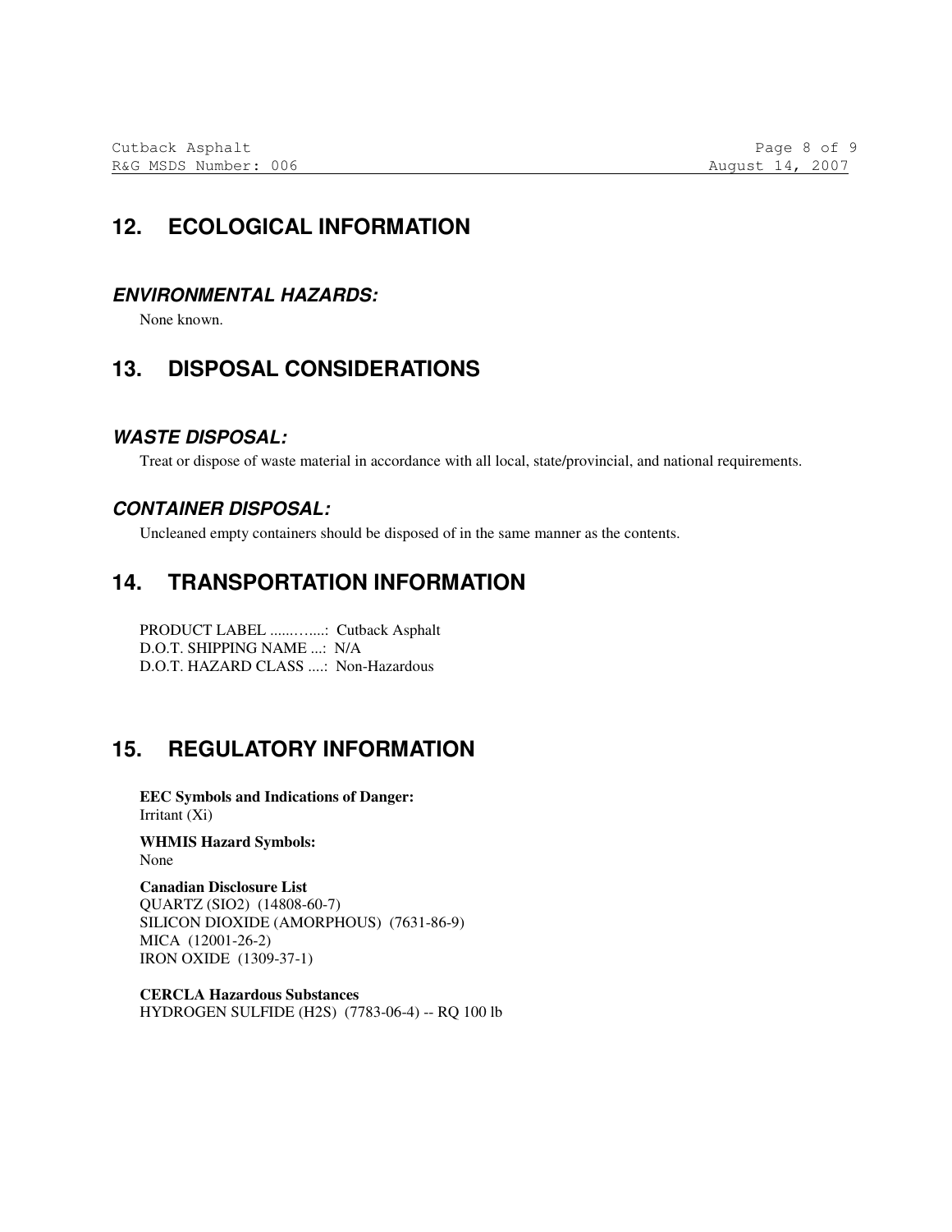## 12. ECOLOGICAL INFORMATION

### *ENVIRONMENTAL HAZARDS:*

None known.

## 13. DISPOSAL CONSIDERATIONS

### *WASTE DISPOSAL:*

Treat or dispose of waste material in accordance with all local, state/provincial, and national requirements.

### *CONTAINER DISPOSAL:*

Uncleaned empty containers should be disposed of in the same manner as the contents.

## 14. TRANSPORTATION INFORMATION

PRODUCT LABEL ......…....: Cutback Asphalt  
D.O.T. SHIPPING NAME ...: N/A  
D.O.T. HAZARD CLASS ....: Non-Hazardous

## 15. REGULATORY INFORMATION

**EEC Symbols and Indications of Danger:**  
Irritant (Xi)

**WHMIS Hazard Symbols:**  
None

**Canadian Disclosure List**  
QUARTZ (SIO2) (14808-60-7)  
SILICON DIOXIDE (AMORPHOUS) (7631-86-9)  
MICA (12001-26-2)  
IRON OXIDE (1309-37-1)

**CERCLA Hazardous Substances**  
HYDROGEN SULFIDE (H2S) (7783-06-4) -- RQ 100 lb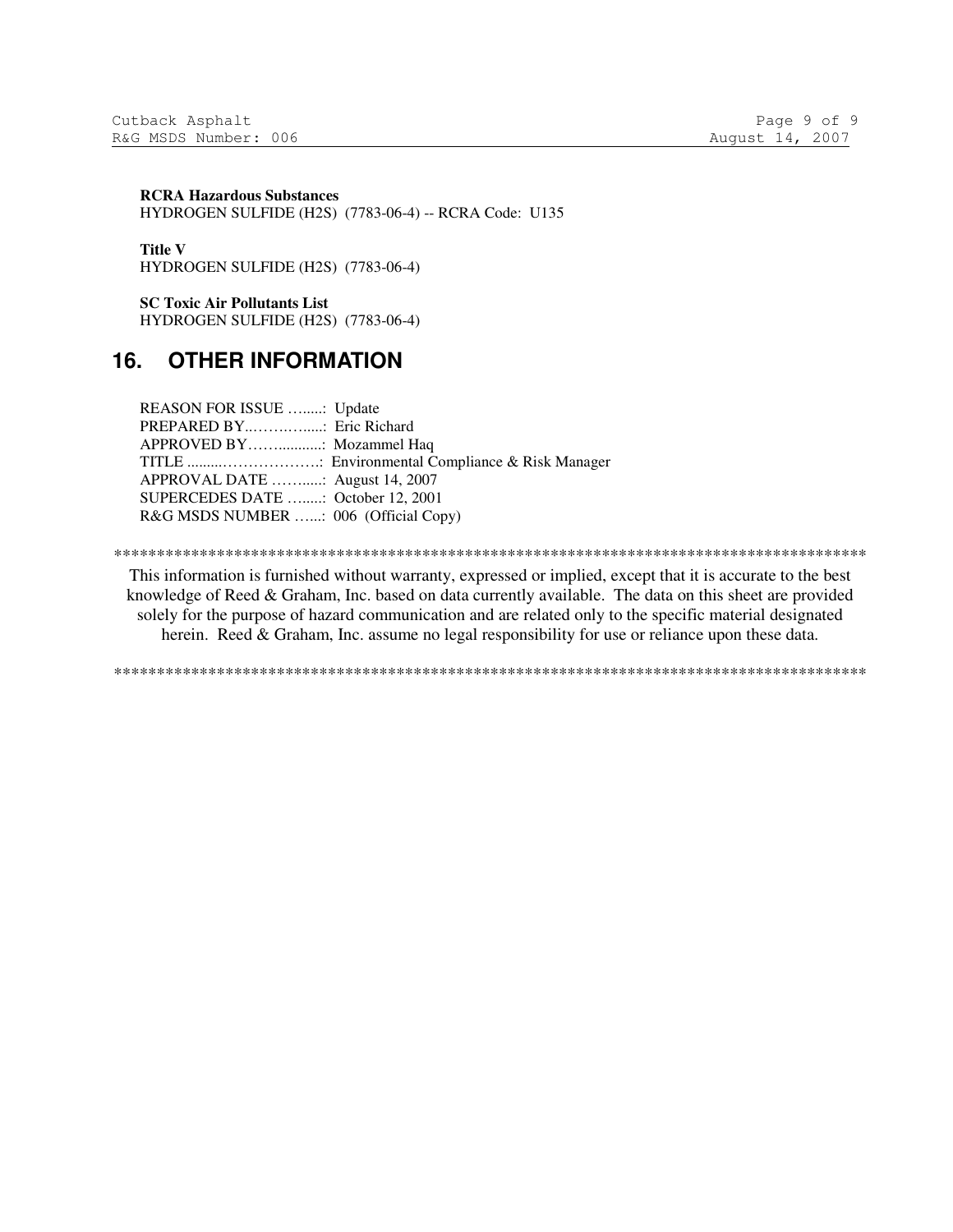**RCRA Hazardous Substances**
HYDROGEN SULFIDE ($H_2S$) (7783-06-4) -- RCRA Code: U135

**Title V**
HYDROGEN SULFIDE ($H_2S$) (7783-06-4)

**SC Toxic Air Pollutants List**
HYDROGEN SULFIDE ($H_2S$) (7783-06-4)

## 16. OTHER INFORMATION

REASON FOR ISSUE ……..: Update
PREPARED BY..…….…......: Eric Richard
APPROVED BY……...........: Mozammel Haq
TITLE .........……………….: Environmental Compliance & Risk Manager
APPROVAL DATE ……....: August 14, 2007
SUPERCEDES DATE …....: October 12, 2001
R&G MSDS NUMBER …...: 006 (Official Copy)

*********************************************************************************************

This information is furnished without warranty, expressed or implied, except that it is accurate to the best knowledge of Reed & Graham, Inc. based on data currently available. The data on this sheet are provided solely for the purpose of hazard communication and are related only to the specific material designated herein. Reed & Graham, Inc. assume no legal responsibility for use or reliance upon these data.

*********************************************************************************************